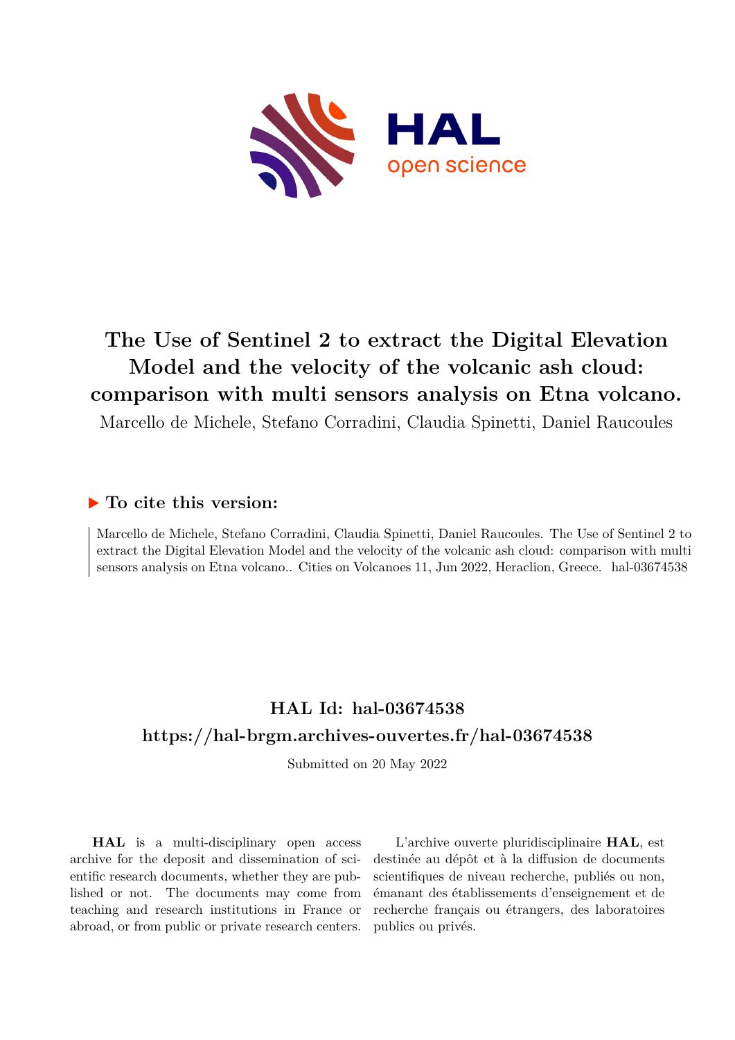# The Use of Sentinel 2 to extract the Digital Elevation Model and the velocity of the volcanic ash cloud: comparison with multi sensors analysis on Etna volcano.

Marcello de Michele, Stefano Corradini, Claudia Spinetti, Daniel Raucoules

## ▶ To cite this version:

Marcello de Michele, Stefano Corradini, Claudia Spinetti, Daniel Raucoules. The Use of Sentinel 2 to extract the Digital Elevation Model and the velocity of the volcanic ash cloud: comparison with multi sensors analysis on Etna volcano.. Cities on Volcanoes 11, Jun 2022, Heraclion, Greece. hal-03674538

## HAL Id: hal-03674538

## https://hal-brgm.archives-ouvertes.fr/hal-03674538

Submitted on 20 May 2022

**HAL** is a multi-disciplinary open access archive for the deposit and dissemination of scientific research documents, whether they are published or not. The documents may come from teaching and research institutions in France or abroad, or from public or private research centers.

L'archive ouverte pluridisciplinaire **HAL**, est destinée au dépôt et à la diffusion de documents scientifiques de niveau recherche, publiés ou non, émanant des établissements d'enseignement et de recherche français ou étrangers, des laboratoires publics ou privés.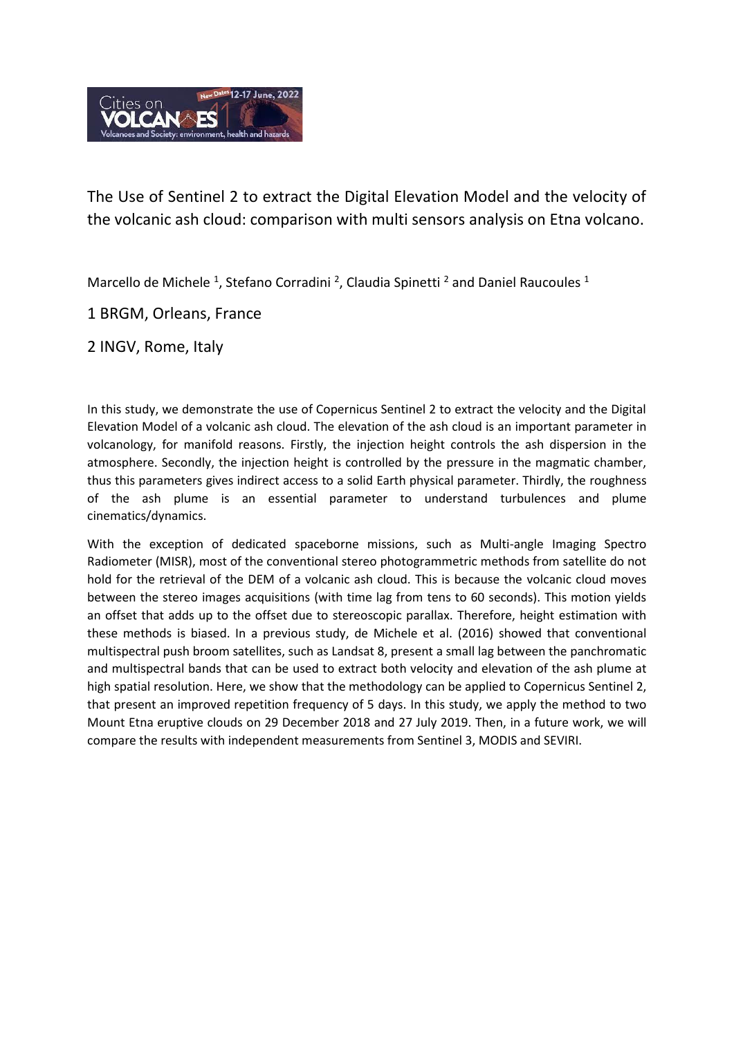# The Use of Sentinel 2 to extract the Digital Elevation Model and the velocity of the volcanic ash cloud: comparison with multi sensors analysis on Etna volcano.

Marcello de Michele [1], Stefano Corradini [2], Claudia Spinetti [2] and Daniel Raucoules [1]

1 BRGM, Orleans, France

2 INGV, Rome, Italy

In this study, we demonstrate the use of Copernicus Sentinel 2 to extract the velocity and the Digital Elevation Model of a volcanic ash cloud. The elevation of the ash cloud is an important parameter in volcanology, for manifold reasons. Firstly, the injection height controls the ash dispersion in the atmosphere. Secondly, the injection height is controlled by the pressure in the magmatic chamber, thus this parameters gives indirect access to a solid Earth physical parameter. Thirdly, the roughness of the ash plume is an essential parameter to understand turbulences and plume cinematics/dynamics.

With the exception of dedicated spaceborne missions, such as Multi-angle Imaging Spectro Radiometer (MISR), most of the conventional stereo photogrammetric methods from satellite do not hold for the retrieval of the DEM of a volcanic ash cloud. This is because the volcanic cloud moves between the stereo images acquisitions (with time lag from tens to 60 seconds). This motion yields an offset that adds up to the offset due to stereoscopic parallax. Therefore, height estimation with these methods is biased. In a previous study, de Michele et al. (2016) showed that conventional multispectral push broom satellites, such as Landsat 8, present a small lag between the panchromatic and multispectral bands that can be used to extract both velocity and elevation of the ash plume at high spatial resolution. Here, we show that the methodology can be applied to Copernicus Sentinel 2, that present an improved repetition frequency of 5 days. In this study, we apply the method to two Mount Etna eruptive clouds on 29 December 2018 and 27 July 2019. Then, in a future work, we will compare the results with independent measurements from Sentinel 3, MODIS and SEVIRI.